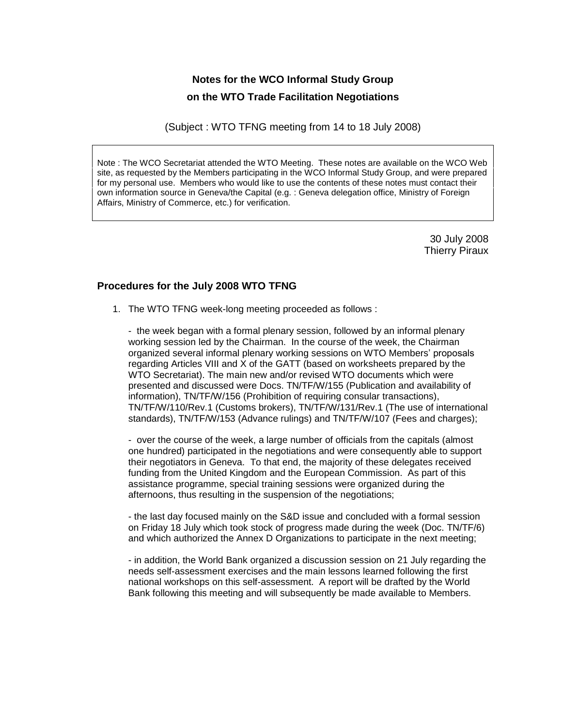# Notes for the WCO Informal Study Group on the WTO Trade Facilitation Negotiations

(Subject : WTO TFNG meeting from 14 to 18 July 2008)

> Note : The WCO Secretariat attended the WTO Meeting. These notes are available on the WCO Web site, as requested by the Members participating in the WCO Informal Study Group, and were prepared for my personal use. Members who would like to use the contents of these notes must contact their own information source in Geneva/the Capital (e.g. : Geneva delegation office, Ministry of Foreign Affairs, Ministry of Commerce, etc.) for verification.

30 July 2008
Thierry Piraux

## Procedures for the July 2008 WTO TFNG

1. The WTO TFNG week-long meeting proceeded as follows :

   - the week began with a formal plenary session, followed by an informal plenary working session led by the Chairman. In the course of the week, the Chairman organized several informal plenary working sessions on WTO Members' proposals regarding Articles VIII and X of the GATT (based on worksheets prepared by the WTO Secretariat). The main new and/or revised WTO documents which were presented and discussed were Docs. TN/TF/W/155 (Publication and availability of information), TN/TF/W/156 (Prohibition of requiring consular transactions), TN/TF/W/110/Rev.1 (Customs brokers), TN/TF/W/131/Rev.1 (The use of international standards), TN/TF/W/153 (Advance rulings) and TN/TF/W/107 (Fees and charges);

   - over the course of the week, a large number of officials from the capitals (almost one hundred) participated in the negotiations and were consequently able to support their negotiators in Geneva. To that end, the majority of these delegates received funding from the United Kingdom and the European Commission. As part of this assistance programme, special training sessions were organized during the afternoons, thus resulting in the suspension of the negotiations;

   - the last day focused mainly on the S&D issue and concluded with a formal session on Friday 18 July which took stock of progress made during the week (Doc. TN/TF/6) and which authorized the Annex D Organizations to participate in the next meeting;

   - in addition, the World Bank organized a discussion session on 21 July regarding the needs self-assessment exercises and the main lessons learned following the first national workshops on this self-assessment. A report will be drafted by the World Bank following this meeting and will subsequently be made available to Members.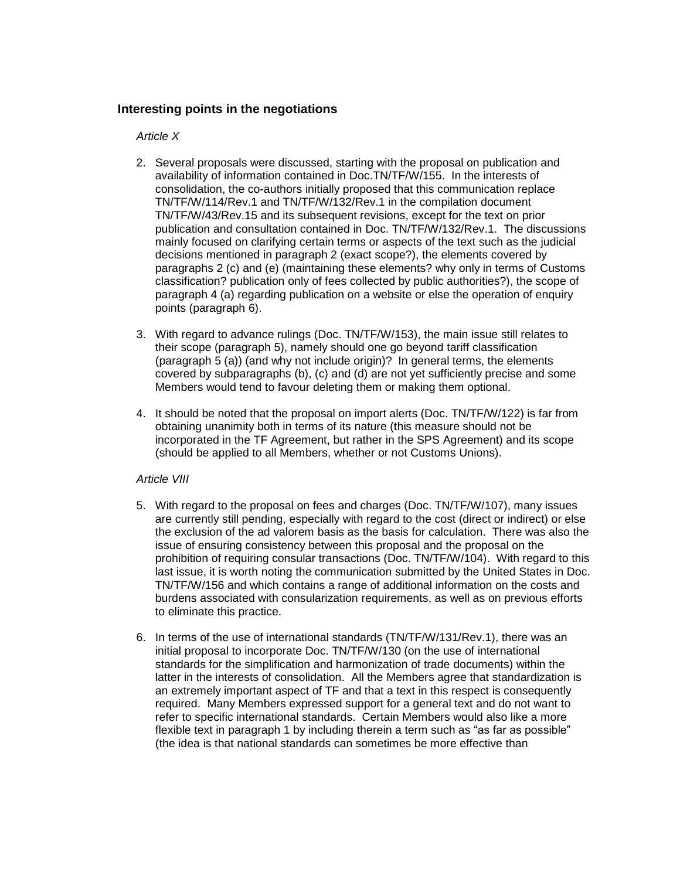### Interesting points in the negotiations

*Article X*

2. Several proposals were discussed, starting with the proposal on publication and availability of information contained in Doc.TN/TF/W/155. In the interests of consolidation, the co-authors initially proposed that this communication replace TN/TF/W/114/Rev.1 and TN/TF/W/132/Rev.1 in the compilation document TN/TF/W/43/Rev.15 and its subsequent revisions, except for the text on prior publication and consultation contained in Doc. TN/TF/W/132/Rev.1. The discussions mainly focused on clarifying certain terms or aspects of the text such as the judicial decisions mentioned in paragraph 2 (exact scope?), the elements covered by paragraphs 2 (c) and (e) (maintaining these elements? why only in terms of Customs classification? publication only of fees collected by public authorities?), the scope of paragraph 4 (a) regarding publication on a website or else the operation of enquiry points (paragraph 6).

3. With regard to advance rulings (Doc. TN/TF/W/153), the main issue still relates to their scope (paragraph 5), namely should one go beyond tariff classification (paragraph 5 (a)) (and why not include origin)? In general terms, the elements covered by subparagraphs (b), (c) and (d) are not yet sufficiently precise and some Members would tend to favour deleting them or making them optional.

4. It should be noted that the proposal on import alerts (Doc. TN/TF/W/122) is far from obtaining unanimity both in terms of its nature (this measure should not be incorporated in the TF Agreement, but rather in the SPS Agreement) and its scope (should be applied to all Members, whether or not Customs Unions).

*Article VIII*

5. With regard to the proposal on fees and charges (Doc. TN/TF/W/107), many issues are currently still pending, especially with regard to the cost (direct or indirect) or else the exclusion of the ad valorem basis as the basis for calculation. There was also the issue of ensuring consistency between this proposal and the proposal on the prohibition of requiring consular transactions (Doc. TN/TF/W/104). With regard to this last issue, it is worth noting the communication submitted by the United States in Doc. TN/TF/W/156 and which contains a range of additional information on the costs and burdens associated with consularization requirements, as well as on previous efforts to eliminate this practice.

6. In terms of the use of international standards (TN/TF/W/131/Rev.1), there was an initial proposal to incorporate Doc. TN/TF/W/130 (on the use of international standards for the simplification and harmonization of trade documents) within the latter in the interests of consolidation. All the Members agree that standardization is an extremely important aspect of TF and that a text in this respect is consequently required. Many Members expressed support for a general text and do not want to refer to specific international standards. Certain Members would also like a more flexible text in paragraph 1 by including therein a term such as "as far as possible" (the idea is that national standards can sometimes be more effective than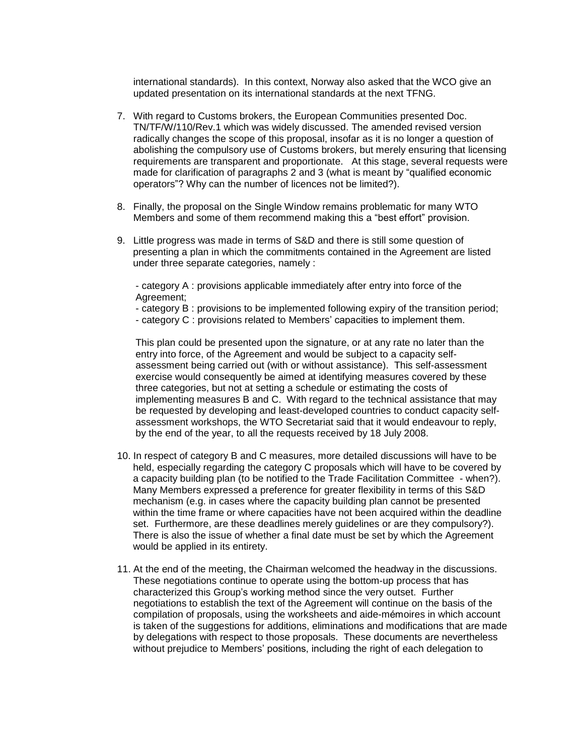international standards). In this context, Norway also asked that the WCO give an updated presentation on its international standards at the next TFNG.

7. With regard to Customs brokers, the European Communities presented Doc. TN/TF/W/110/Rev.1 which was widely discussed. The amended revised version radically changes the scope of this proposal, insofar as it is no longer a question of abolishing the compulsory use of Customs brokers, but merely ensuring that licensing requirements are transparent and proportionate. At this stage, several requests were made for clarification of paragraphs 2 and 3 (what is meant by "qualified economic operators"? Why can the number of licences not be limited?).

8. Finally, the proposal on the Single Window remains problematic for many WTO Members and some of them recommend making this a "best effort" provision.

9. Little progress was made in terms of S&D and there is still some question of presenting a plan in which the commitments contained in the Agreement are listed under three separate categories, namely :

   - category A : provisions applicable immediately after entry into force of the Agreement;
   - category B : provisions to be implemented following expiry of the transition period;
   - category C : provisions related to Members' capacities to implement them.

   This plan could be presented upon the signature, or at any rate no later than the entry into force, of the Agreement and would be subject to a capacity self-assessment being carried out (with or without assistance). This self-assessment exercise would consequently be aimed at identifying measures covered by these three categories, but not at setting a schedule or estimating the costs of implementing measures B and C. With regard to the technical assistance that may be requested by developing and least-developed countries to conduct capacity self-assessment workshops, the WTO Secretariat said that it would endeavour to reply, by the end of the year, to all the requests received by 18 July 2008.

10. In respect of category B and C measures, more detailed discussions will have to be held, especially regarding the category C proposals which will have to be covered by a capacity building plan (to be notified to the Trade Facilitation Committee - when?). Many Members expressed a preference for greater flexibility in terms of this S&D mechanism (e.g. in cases where the capacity building plan cannot be presented within the time frame or where capacities have not been acquired within the deadline set. Furthermore, are these deadlines merely guidelines or are they compulsory?). There is also the issue of whether a final date must be set by which the Agreement would be applied in its entirety.

11. At the end of the meeting, the Chairman welcomed the headway in the discussions. These negotiations continue to operate using the bottom-up process that has characterized this Group's working method since the very outset. Further negotiations to establish the text of the Agreement will continue on the basis of the compilation of proposals, using the worksheets and aide-mémoires in which account is taken of the suggestions for additions, eliminations and modifications that are made by delegations with respect to those proposals. These documents are nevertheless without prejudice to Members' positions, including the right of each delegation to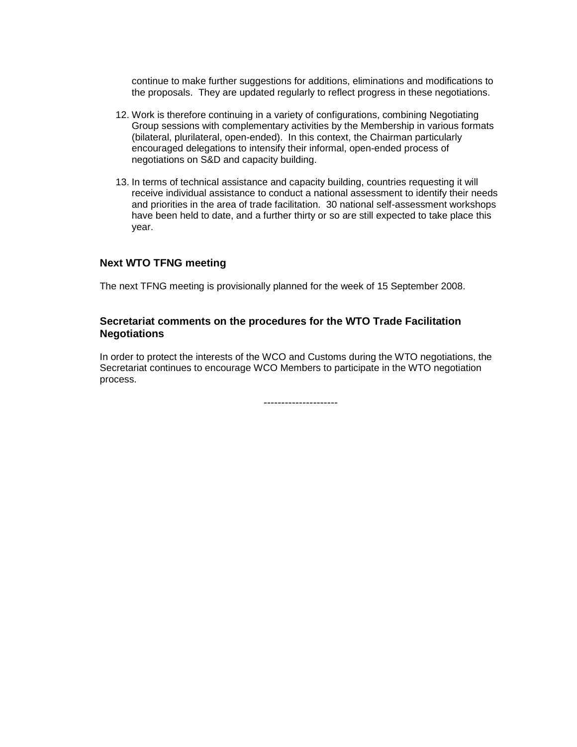continue to make further suggestions for additions, eliminations and modifications to the proposals. They are updated regularly to reflect progress in these negotiations.

12. Work is therefore continuing in a variety of configurations, combining Negotiating Group sessions with complementary activities by the Membership in various formats (bilateral, plurilateral, open-ended). In this context, the Chairman particularly encouraged delegations to intensify their informal, open-ended process of negotiations on S&D and capacity building.

13. In terms of technical assistance and capacity building, countries requesting it will receive individual assistance to conduct a national assessment to identify their needs and priorities in the area of trade facilitation. 30 national self-assessment workshops have been held to date, and a further thirty or so are still expected to take place this year.

### Next WTO TFNG meeting

The next TFNG meeting is provisionally planned for the week of 15 September 2008.

### Secretariat comments on the procedures for the WTO Trade Facilitation Negotiations

In order to protect the interests of the WCO and Customs during the WTO negotiations, the Secretariat continues to encourage WCO Members to participate in the WTO negotiation process.

---------------------